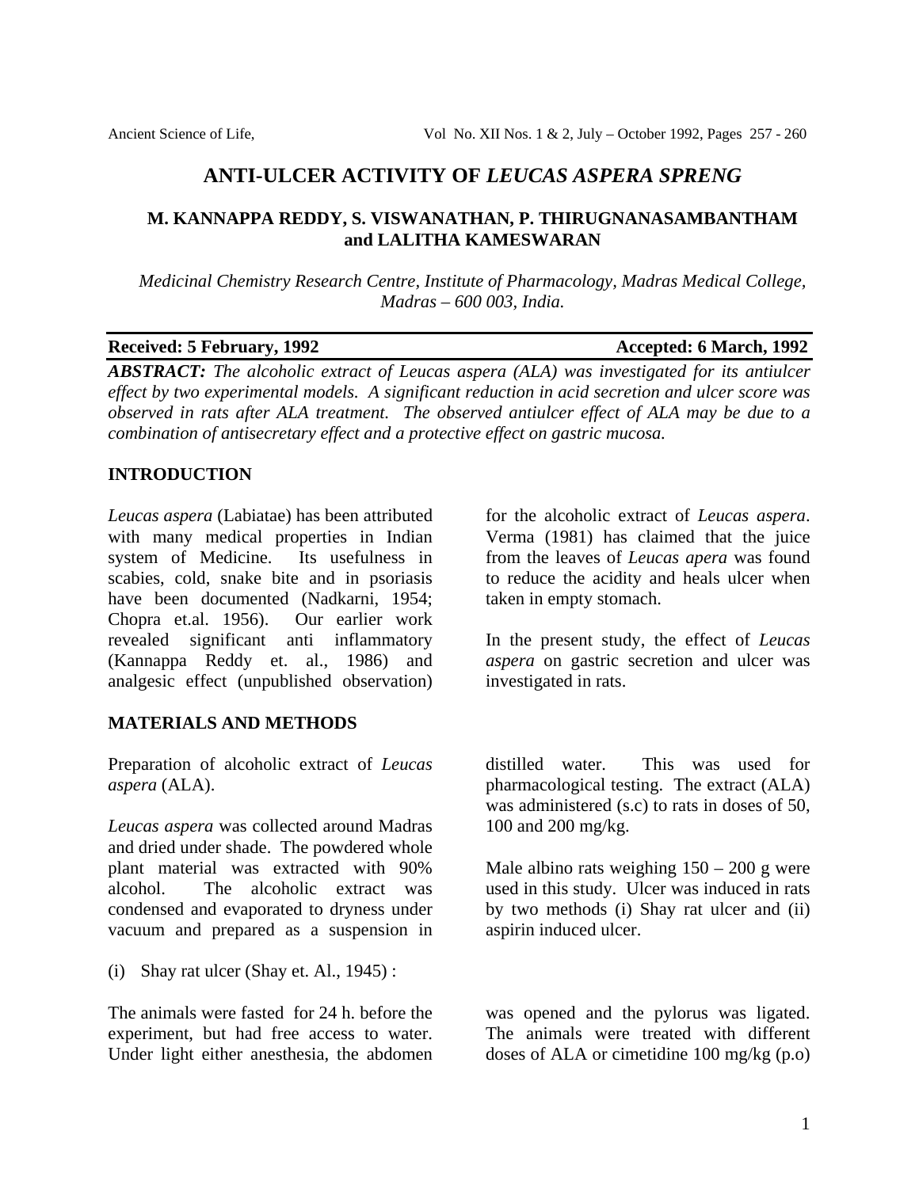# ANTI-ULCER ACTIVITY OF *LEUCAS ASPERA SPRENG*

**M. KANNAPPA REDDY, S. VISWANATHAN, P. THIRUGNANASAMBANTHAM and LALITHA KAMESWARAN**

*Medicinal Chemistry Research Centre, Institute of Pharmacology, Madras Medical College, Madras – 600 003, India.*

**Received: 5 February, 1992** **Accepted: 6 March, 1992**

***ABSTRACT:*** *The alcoholic extract of Leucas aspera (ALA) was investigated for its antiulcer effect by two experimental models. A significant reduction in acid secretion and ulcer score was observed in rats after ALA treatment. The observed antiulcer effect of ALA may be due to a combination of antisecretary effect and a protective effect on gastric mucosa.*

## INTRODUCTION

*Leucas aspera* (Labiatae) has been attributed with many medical properties in Indian system of Medicine. Its usefulness in scabies, cold, snake bite and in psoriasis have been documented (Nadkarni, 1954; Chopra et.al. 1956). Our earlier work revealed significant anti inflammatory (Kannappa Reddy et. al., 1986) and analgesic effect (unpublished observation) for the alcoholic extract of *Leucas aspera*. Verma (1981) has claimed that the juice from the leaves of *Leucas apera* was found to reduce the acidity and heals ulcer when taken in empty stomach.

In the present study, the effect of *Leucas aspera* on gastric secretion and ulcer was investigated in rats.

## MATERIALS AND METHODS

Preparation of alcoholic extract of *Leucas aspera* (ALA).

*Leucas aspera* was collected around Madras and dried under shade. The powdered whole plant material was extracted with 90% alcohol. The alcoholic extract was condensed and evaporated to dryness under vacuum and prepared as a suspension in distilled water. This was used for pharmacological testing. The extract (ALA) was administered (s.c) to rats in doses of 50, 100 and 200 mg/kg.

Male albino rats weighing 150 – 200 g were used in this study. Ulcer was induced in rats by two methods (i) Shay rat ulcer and (ii) aspirin induced ulcer.

(i) Shay rat ulcer (Shay et. Al., 1945) :

The animals were fasted for 24 h. before the experiment, but had free access to water. Under light either anesthesia, the abdomen was opened and the pylorus was ligated. The animals were treated with different doses of ALA or cimetidine 100 mg/kg (p.o)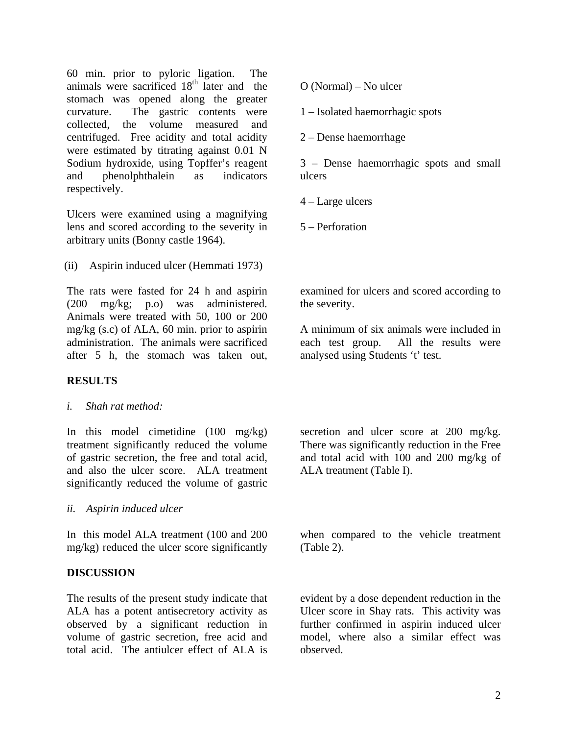60 min. prior to pyloric ligation. The animals were sacrificed 18[th] later and the stomach was opened along the greater curvature. The gastric contents were collected, the volume measured and centrifuged. Free acidity and total acidity were estimated by titrating against 0.01 N Sodium hydroxide, using Topffer's reagent and phenolphthalein as indicators respectively.

Ulcers were examined using a magnifying lens and scored according to the severity in arbitrary units (Bonny castle 1964).

O (Normal) – No ulcer

1 – Isolated haemorrhagic spots

2 – Dense haemorrhage

3 – Dense haemorrhagic spots and small ulcers

4 – Large ulcers

5 – Perforation

(ii) Aspirin induced ulcer (Hemmati 1973)

The rats were fasted for 24 h and aspirin (200 mg/kg; p.o) was administered. Animals were treated with 50, 100 or 200 mg/kg (s.c) of ALA, 60 min. prior to aspirin administration. The animals were sacrificed after 5 h, the stomach was taken out, examined for ulcers and scored according to the severity.

A minimum of six animals were included in each test group. All the results were analysed using Students 't' test.

## RESULTS

*i. Shah rat method:*

In this model cimetidine (100 mg/kg) treatment significantly reduced the volume of gastric secretion, the free and total acid, and also the ulcer score. ALA treatment significantly reduced the volume of gastric secretion and ulcer score at 200 mg/kg. There was significantly reduction in the Free and total acid with 100 and 200 mg/kg of ALA treatment (Table I).

*ii. Aspirin induced ulcer*

In this model ALA treatment (100 and 200 mg/kg) reduced the ulcer score significantly when compared to the vehicle treatment (Table 2).

## DISCUSSION

The results of the present study indicate that ALA has a potent antisecretory activity as observed by a significant reduction in volume of gastric secretion, free acid and total acid. The antiulcer effect of ALA is evident by a dose dependent reduction in the Ulcer score in Shay rats. This activity was further confirmed in aspirin induced ulcer model, where also a similar effect was observed.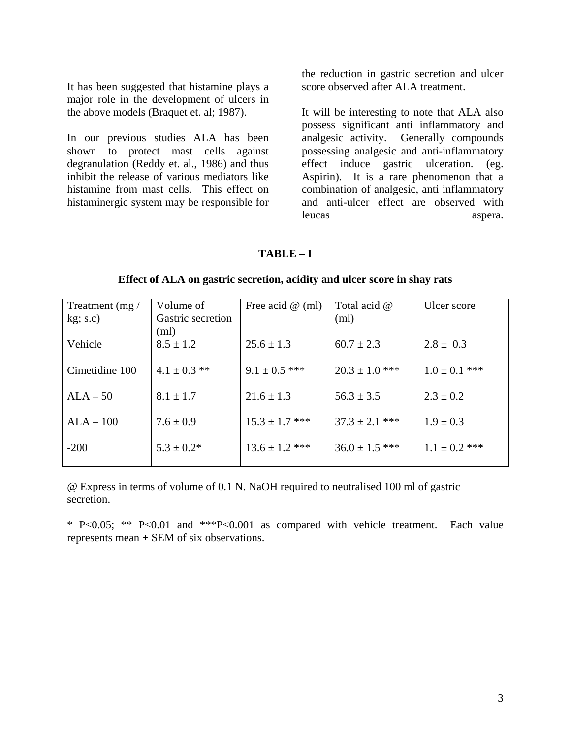It has been suggested that histamine plays a major role in the development of ulcers in the above models (Braquet et. al; 1987).

In our previous studies ALA has been shown to protect mast cells against degranulation (Reddy et. al., 1986) and thus inhibit the release of various mediators like histamine from mast cells. This effect on histaminergic system may be responsible for the reduction in gastric secretion and ulcer score observed after ALA treatment.

It will be interesting to note that ALA also possess significant anti inflammatory and analgesic activity. Generally compounds possessing analgesic and anti-inflammatory effect induce gastric ulceration. (eg. Aspirin). It is a rare phenomenon that a combination of analgesic, anti inflammatory and anti-ulcer effect are observed with leucas aspera.

**TABLE – I**

**Effect of ALA on gastric secretion, acidity and ulcer score in shay rats**

| Treatment (mg / kg; s.c) | Volume of Gastric secretion (ml) | Free acid @ (ml) | Total acid @ (ml) | Ulcer score |
|---|---|---|---|---|
| Vehicle | 8.5 ± 1.2 | 25.6 ± 1.3 | 60.7 ± 2.3 | 2.8 ± 0.3 |
| Cimetidine 100 | 4.1 ± 0.3 ** | 9.1 ± 0.5 *** | 20.3 ± 1.0 *** | 1.0 ± 0.1 *** |
| ALA – 50 | 8.1 ± 1.7 | 21.6 ± 1.3 | 56.3 ± 3.5 | 2.3 ± 0.2 |
| ALA – 100 | 7.6 ± 0.9 | 15.3 ± 1.7 *** | 37.3 ± 2.1 *** | 1.9 ± 0.3 |
| -200 | 5.3 ± 0.2* | 13.6 ± 1.2 *** | 36.0 ± 1.5 *** | 1.1 ± 0.2 *** |

@ Express in terms of volume of 0.1 N. NaOH required to neutralised 100 ml of gastric secretion.

* $P<0.05$; ** $P<0.01$ and ***$P<0.001$ as compared with vehicle treatment. Each value represents mean + SEM of six observations.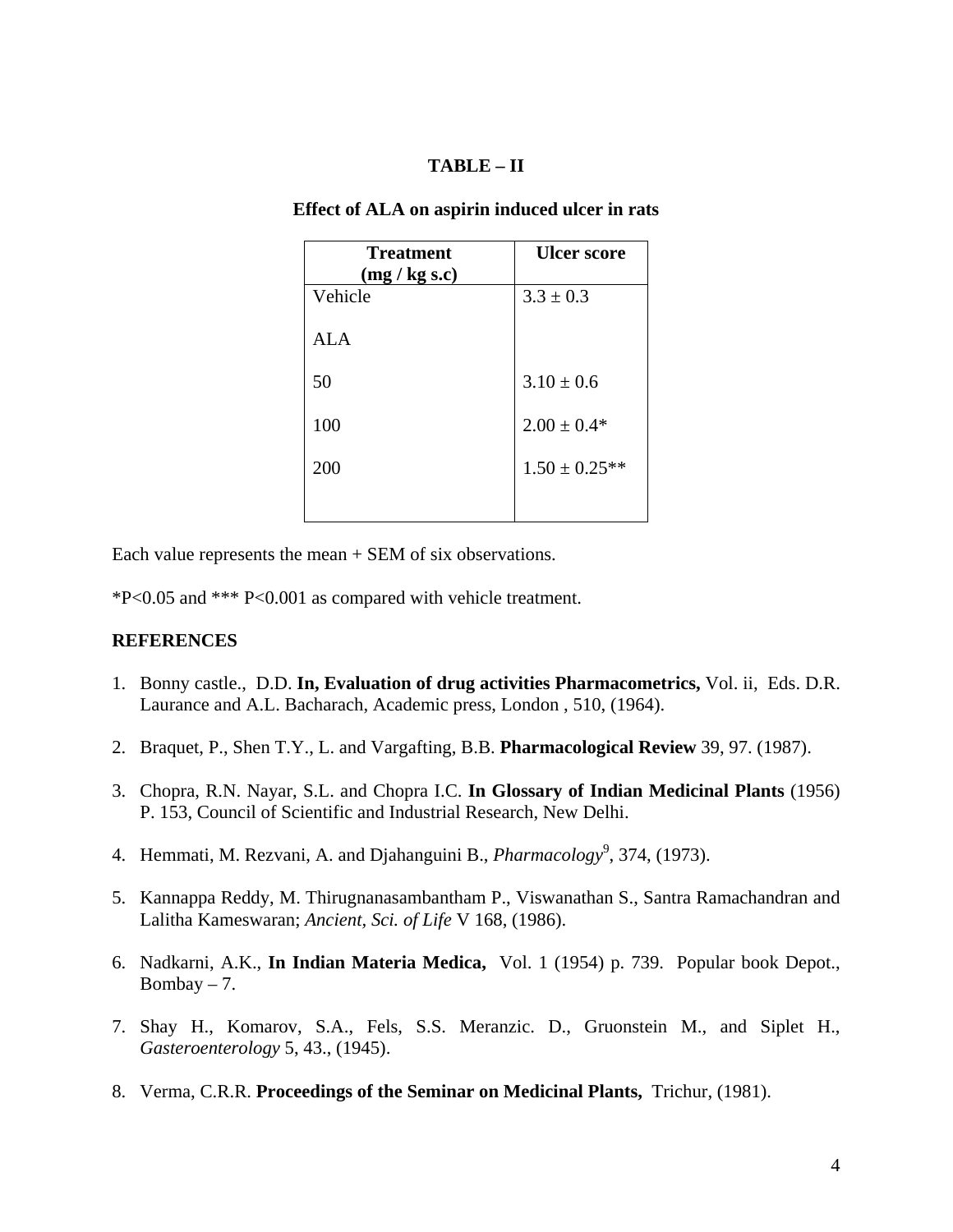**TABLE – II**

**Effect of ALA on aspirin induced ulcer in rats**

| **Treatment (mg / kg s.c)** | **Ulcer score** |
|---|---|
| Vehicle | 3.3 ± 0.3 |
| ALA | |
| 50 | 3.10 ± 0.6 |
| 100 | 2.00 ± 0.4* |
| 200 | 1.50 ± 0.25** |

Each value represents the mean + SEM of six observations.

*P<0.05 and *** P<0.001 as compared with vehicle treatment.

## REFERENCES

1. Bonny castle., D.D. **In, Evaluation of drug activities Pharmacometrics,** Vol. ii, Eds. D.R. Laurance and A.L. Bacharach, Academic press, London , 510, (1964).

2. Braquet, P., Shen T.Y., L. and Vargafting, B.B. **Pharmacological Review** 39, 97. (1987).

3. Chopra, R.N. Nayar, S.L. and Chopra I.C. **In Glossary of Indian Medicinal Plants** (1956) P. 153, Council of Scientific and Industrial Research, New Delhi.

4. Hemmati, M. Rezvani, A. and Djahanguini B., *Pharmacology*[9], 374, (1973).

5. Kannappa Reddy, M. Thirugnanasambantham P., Viswanathan S., Santra Ramachandran and Lalitha Kameswaran; *Ancient, Sci. of Life* V 168, (1986).

6. Nadkarni, A.K., **In Indian Materia Medica,** Vol. 1 (1954) p. 739. Popular book Depot., Bombay – 7.

7. Shay H., Komarov, S.A., Fels, S.S. Meranzic. D., Gruonstein M., and Siplet H., *Gasteroenterology* 5, 43., (1945).

8. Verma, C.R.R. **Proceedings of the Seminar on Medicinal Plants,** Trichur, (1981).